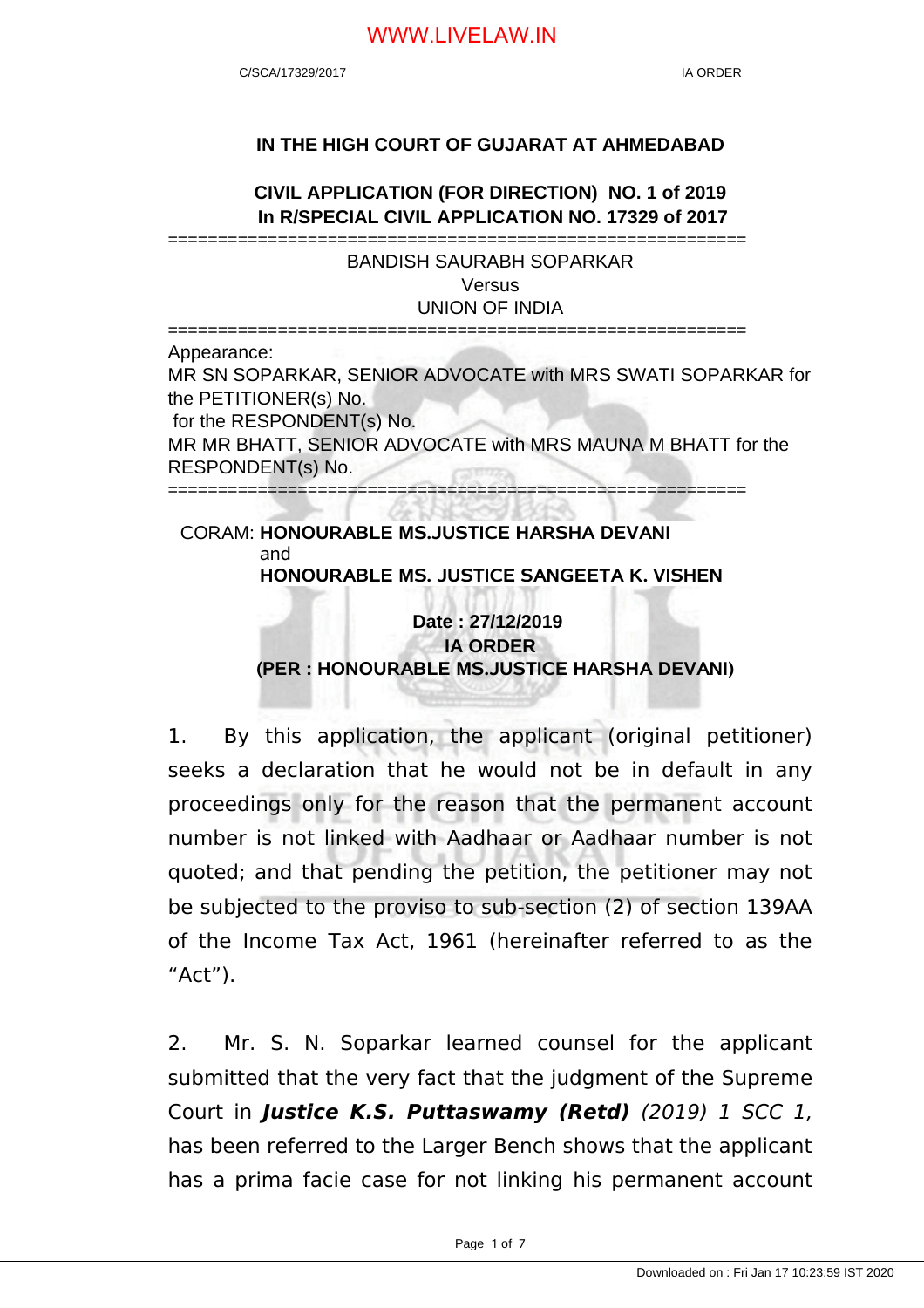# IN THE HIGH COURT OF GUJARAT AT AHMEDABAD

## CIVIL APPLICATION (FOR DIRECTION) NO. 1 of 2019
## In R/SPECIAL CIVIL APPLICATION NO. 17329 of 2017

==========================================================

BANDISH SAURABH SOPARKAR
Versus
UNION OF INDIA

==========================================================

Appearance:
MR SN SOPARKAR, SENIOR ADVOCATE with MRS SWATI SOPARKAR for the PETITIONER(s) No.
for the RESPONDENT(s) No.
MR MR BHATT, SENIOR ADVOCATE with MRS MAUNA M BHATT for the RESPONDENT(s) No.

==========================================================

CORAM: **HONOURABLE MS.JUSTICE HARSHA DEVANI**
and
**HONOURABLE MS. JUSTICE SANGEETA K. VISHEN**

**Date : 27/12/2019**

**IA ORDER**

**(PER : HONOURABLE MS.JUSTICE HARSHA DEVANI)**

1. By this application, the applicant (original petitioner) seeks a declaration that he would not be in default in any proceedings only for the reason that the permanent account number is not linked with Aadhaar or Aadhaar number is not quoted; and that pending the petition, the petitioner may not be subjected to the proviso to sub-section (2) of section 139AA of the Income Tax Act, 1961 (hereinafter referred to as the "Act").

2. Mr. S. N. Soparkar learned counsel for the applicant submitted that the very fact that the judgment of the Supreme Court in ***Justice K.S. Puttaswamy (Retd)*** *(2019) 1 SCC 1*, has been referred to the Larger Bench shows that the applicant has a prima facie case for not linking his permanent account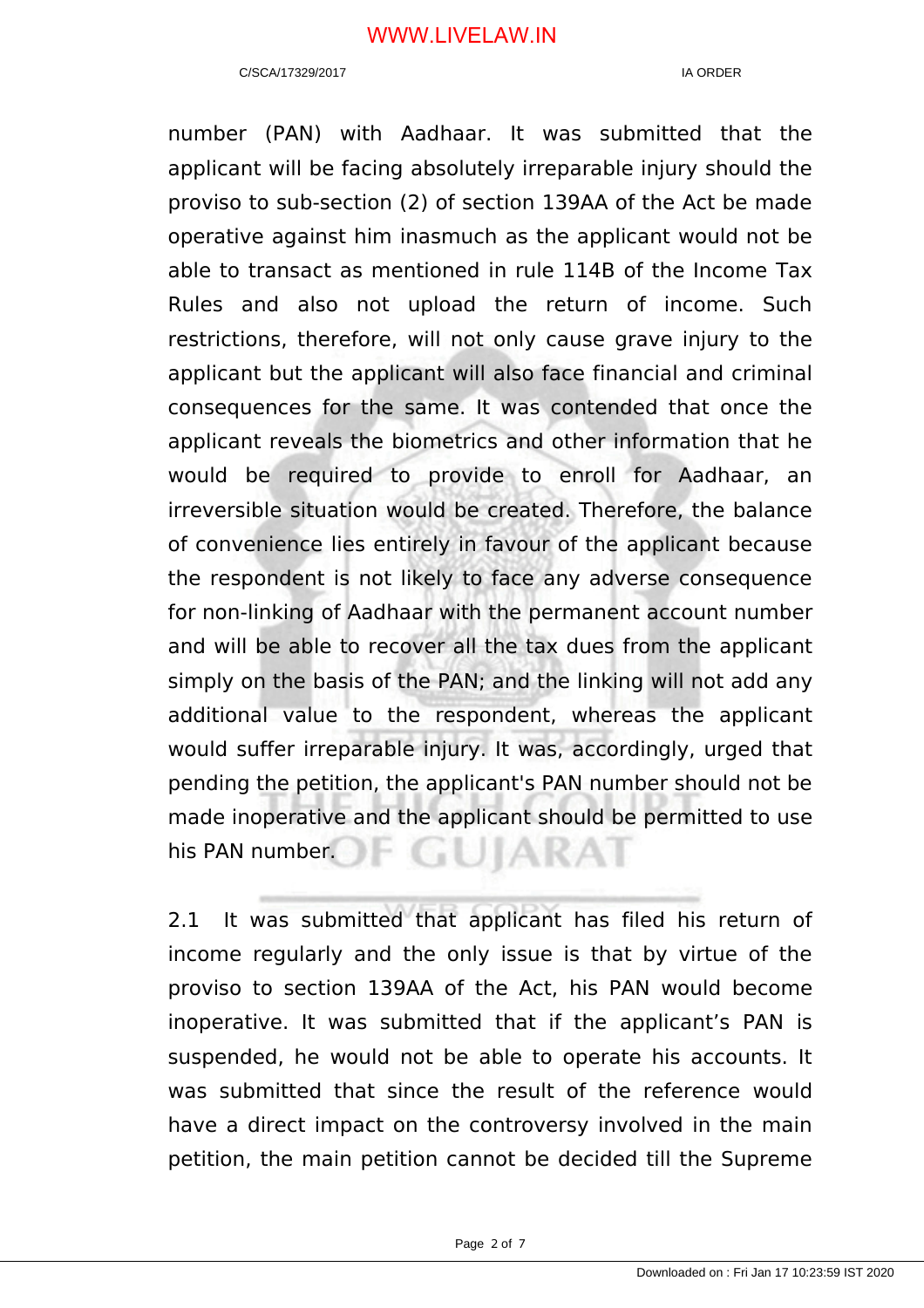number (PAN) with Aadhaar. It was submitted that the applicant will be facing absolutely irreparable injury should the proviso to sub-section (2) of section 139AA of the Act be made operative against him inasmuch as the applicant would not be able to transact as mentioned in rule 114B of the Income Tax Rules and also not upload the return of income. Such restrictions, therefore, will not only cause grave injury to the applicant but the applicant will also face financial and criminal consequences for the same. It was contended that once the applicant reveals the biometrics and other information that he would be required to provide to enroll for Aadhaar, an irreversible situation would be created. Therefore, the balance of convenience lies entirely in favour of the applicant because the respondent is not likely to face any adverse consequence for non-linking of Aadhaar with the permanent account number and will be able to recover all the tax dues from the applicant simply on the basis of the PAN; and the linking will not add any additional value to the respondent, whereas the applicant would suffer irreparable injury. It was, accordingly, urged that pending the petition, the applicant's PAN number should not be made inoperative and the applicant should be permitted to use his PAN number.

2.1 It was submitted that applicant has filed his return of income regularly and the only issue is that by virtue of the proviso to section 139AA of the Act, his PAN would become inoperative. It was submitted that if the applicant's PAN is suspended, he would not be able to operate his accounts. It was submitted that since the result of the reference would have a direct impact on the controversy involved in the main petition, the main petition cannot be decided till the Supreme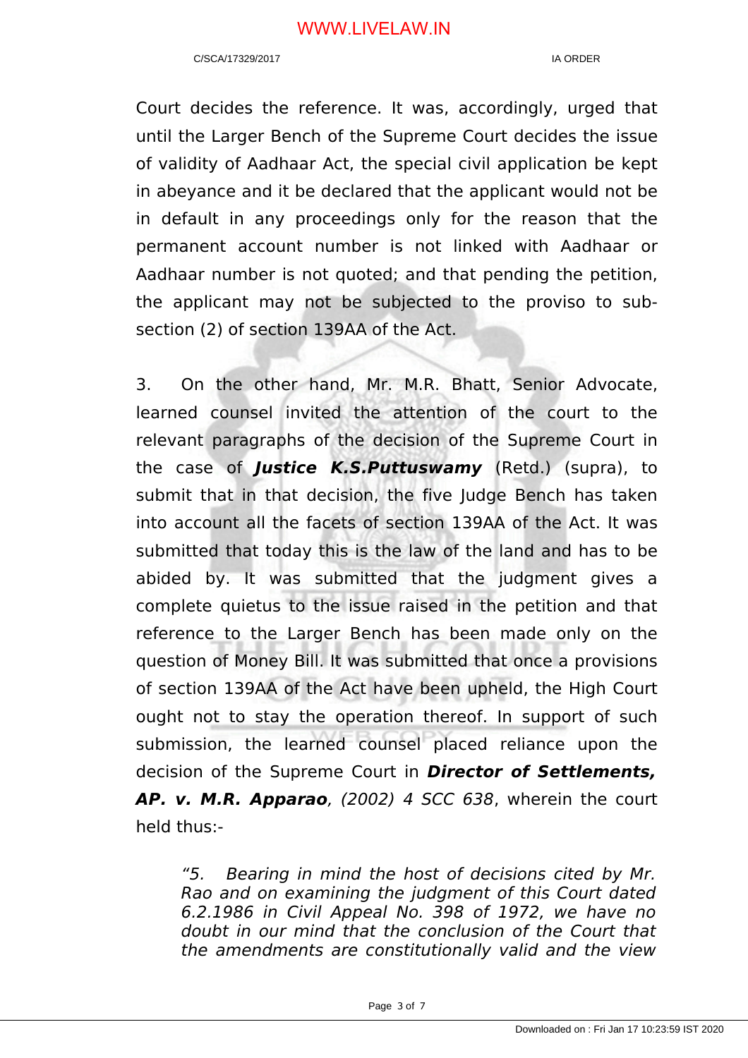Court decides the reference. It was, accordingly, urged that until the Larger Bench of the Supreme Court decides the issue of validity of Aadhaar Act, the special civil application be kept in abeyance and it be declared that the applicant would not be in default in any proceedings only for the reason that the permanent account number is not linked with Aadhaar or Aadhaar number is not quoted; and that pending the petition, the applicant may not be subjected to the proviso to sub-section (2) of section 139AA of the Act.

3. On the other hand, Mr. M.R. Bhatt, Senior Advocate, learned counsel invited the attention of the court to the relevant paragraphs of the decision of the Supreme Court in the case of ***Justice K.S.Puttuswamy*** (Retd.) (supra), to submit that in that decision, the five Judge Bench has taken into account all the facets of section 139AA of the Act. It was submitted that today this is the law of the land and has to be abided by. It was submitted that the judgment gives a complete quietus to the issue raised in the petition and that reference to the Larger Bench has been made only on the question of Money Bill. It was submitted that once a provisions of section 139AA of the Act have been upheld, the High Court ought not to stay the operation thereof. In support of such submission, the learned counsel placed reliance upon the decision of the Supreme Court in ***Director of Settlements, AP. v. M.R. Apparao****, (2002) 4 SCC 638*, wherein the court held thus:-

> *"5. Bearing in mind the host of decisions cited by Mr. Rao and on examining the judgment of this Court dated 6.2.1986 in Civil Appeal No. 398 of 1972, we have no doubt in our mind that the conclusion of the Court that the amendments are constitutionally valid and the view*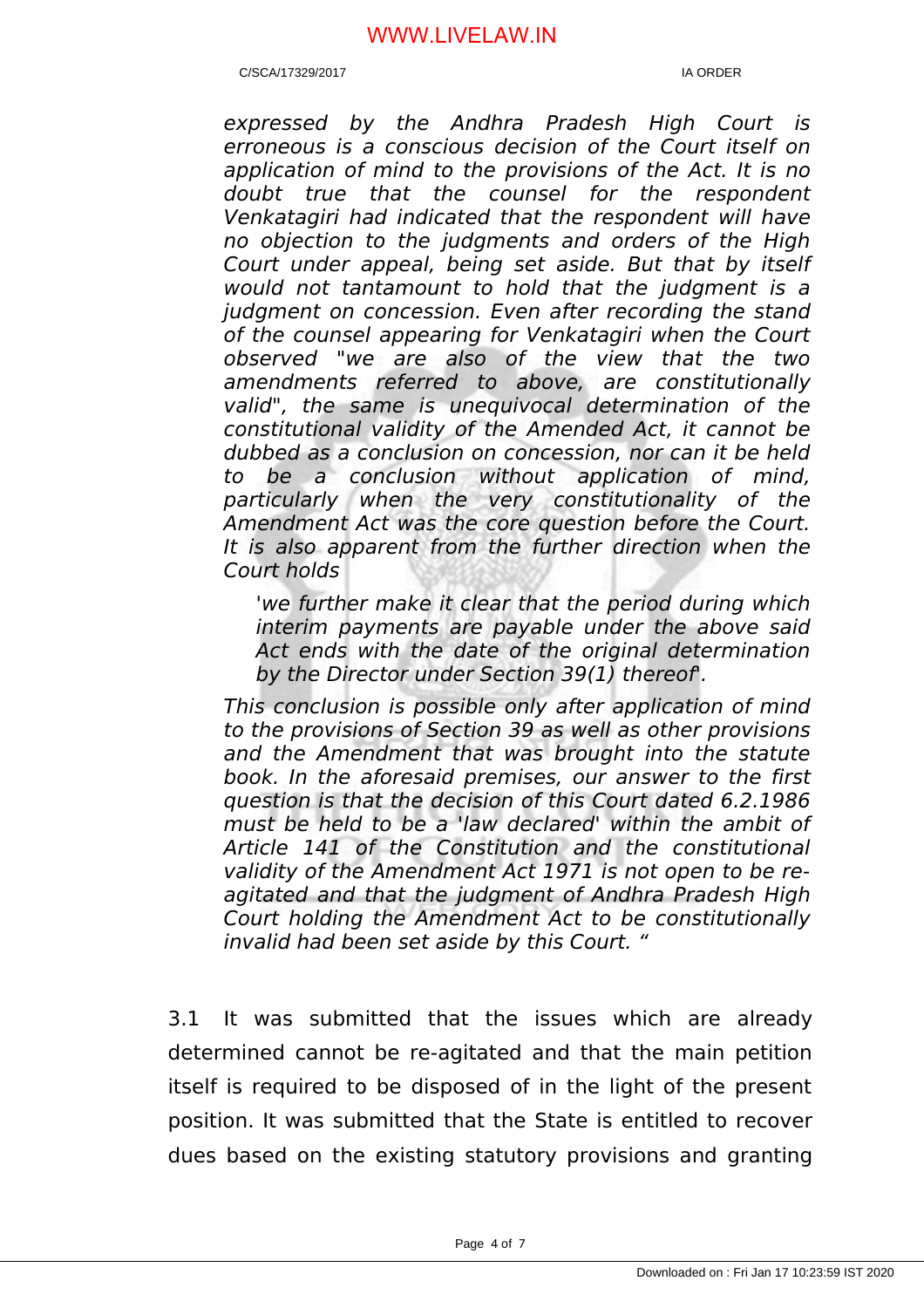*expressed by the Andhra Pradesh High Court is erroneous is a conscious decision of the Court itself on application of mind to the provisions of the Act. It is no doubt true that the counsel for the respondent Venkatagiri had indicated that the respondent will have no objection to the judgments and orders of the High Court under appeal, being set aside. But that by itself would not tantamount to hold that the judgment is a judgment on concession. Even after recording the stand of the counsel appearing for Venkatagiri when the Court observed "we are also of the view that the two amendments referred to above, are constitutionally valid", the same is unequivocal determination of the constitutional validity of the Amended Act, it cannot be dubbed as a conclusion on concession, nor can it be held to be a conclusion without application of mind, particularly when the very constitutionality of the Amendment Act was the core question before the Court. It is also apparent from the further direction when the Court holds*

> *'we further make it clear that the period during which interim payments are payable under the above said Act ends with the date of the original determination by the Director under Section 39(1) thereof'.*

*This conclusion is possible only after application of mind to the provisions of Section 39 as well as other provisions and the Amendment that was brought into the statute book. In the aforesaid premises, our answer to the first question is that the decision of this Court dated 6.2.1986 must be held to be a 'law declared' within the ambit of Article 141 of the Constitution and the constitutional validity of the Amendment Act 1971 is not open to be re-agitated and that the judgment of Andhra Pradesh High Court holding the Amendment Act to be constitutionally invalid had been set aside by this Court. "*

3.1 It was submitted that the issues which are already determined cannot be re-agitated and that the main petition itself is required to be disposed of in the light of the present position. It was submitted that the State is entitled to recover dues based on the existing statutory provisions and granting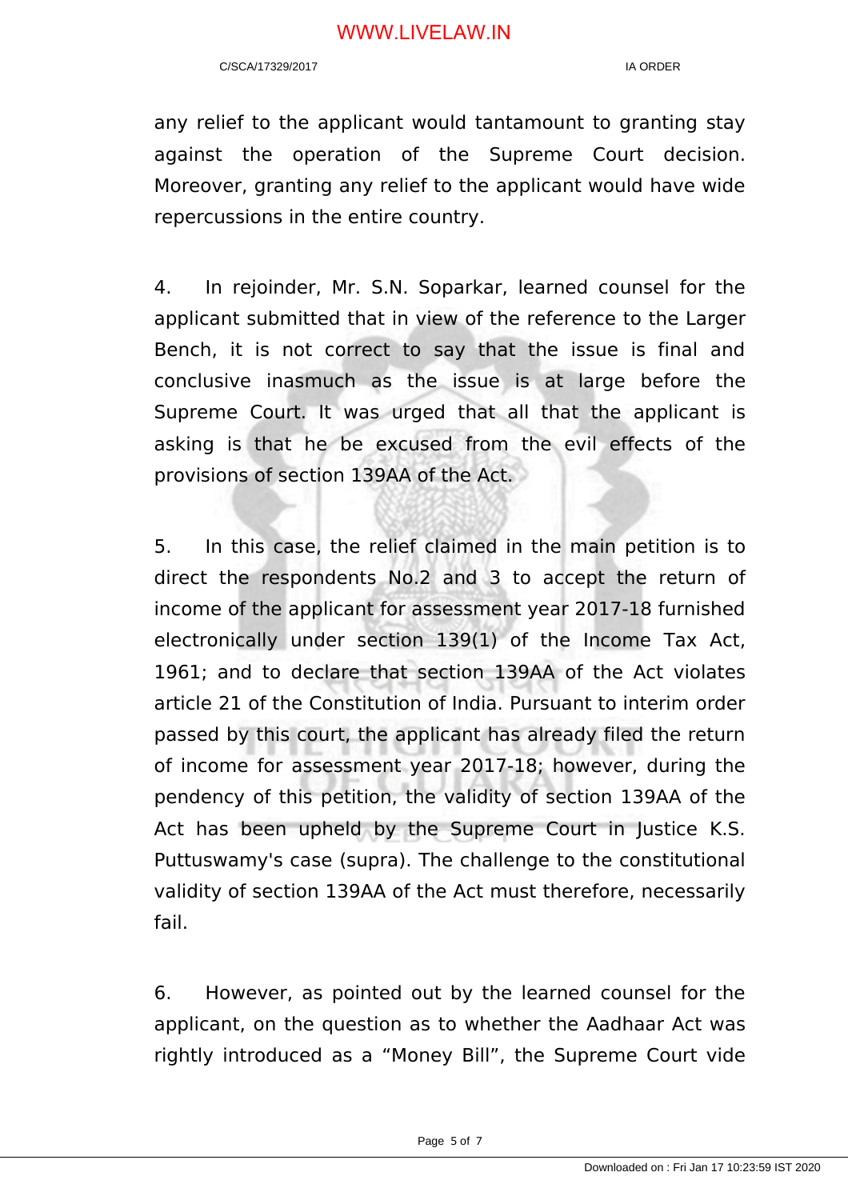any relief to the applicant would tantamount to granting stay against the operation of the Supreme Court decision. Moreover, granting any relief to the applicant would have wide repercussions in the entire country.

4. In rejoinder, Mr. S.N. Soparkar, learned counsel for the applicant submitted that in view of the reference to the Larger Bench, it is not correct to say that the issue is final and conclusive inasmuch as the issue is at large before the Supreme Court. It was urged that all that the applicant is asking is that he be excused from the evil effects of the provisions of section 139AA of the Act.

5. In this case, the relief claimed in the main petition is to direct the respondents No.2 and 3 to accept the return of income of the applicant for assessment year 2017-18 furnished electronically under section 139(1) of the Income Tax Act, 1961; and to declare that section 139AA of the Act violates article 21 of the Constitution of India. Pursuant to interim order passed by this court, the applicant has already filed the return of income for assessment year 2017-18; however, during the pendency of this petition, the validity of section 139AA of the Act has been upheld by the Supreme Court in Justice K.S. Puttuswamy's case (supra). The challenge to the constitutional validity of section 139AA of the Act must therefore, necessarily fail.

6. However, as pointed out by the learned counsel for the applicant, on the question as to whether the Aadhaar Act was rightly introduced as a "Money Bill", the Supreme Court vide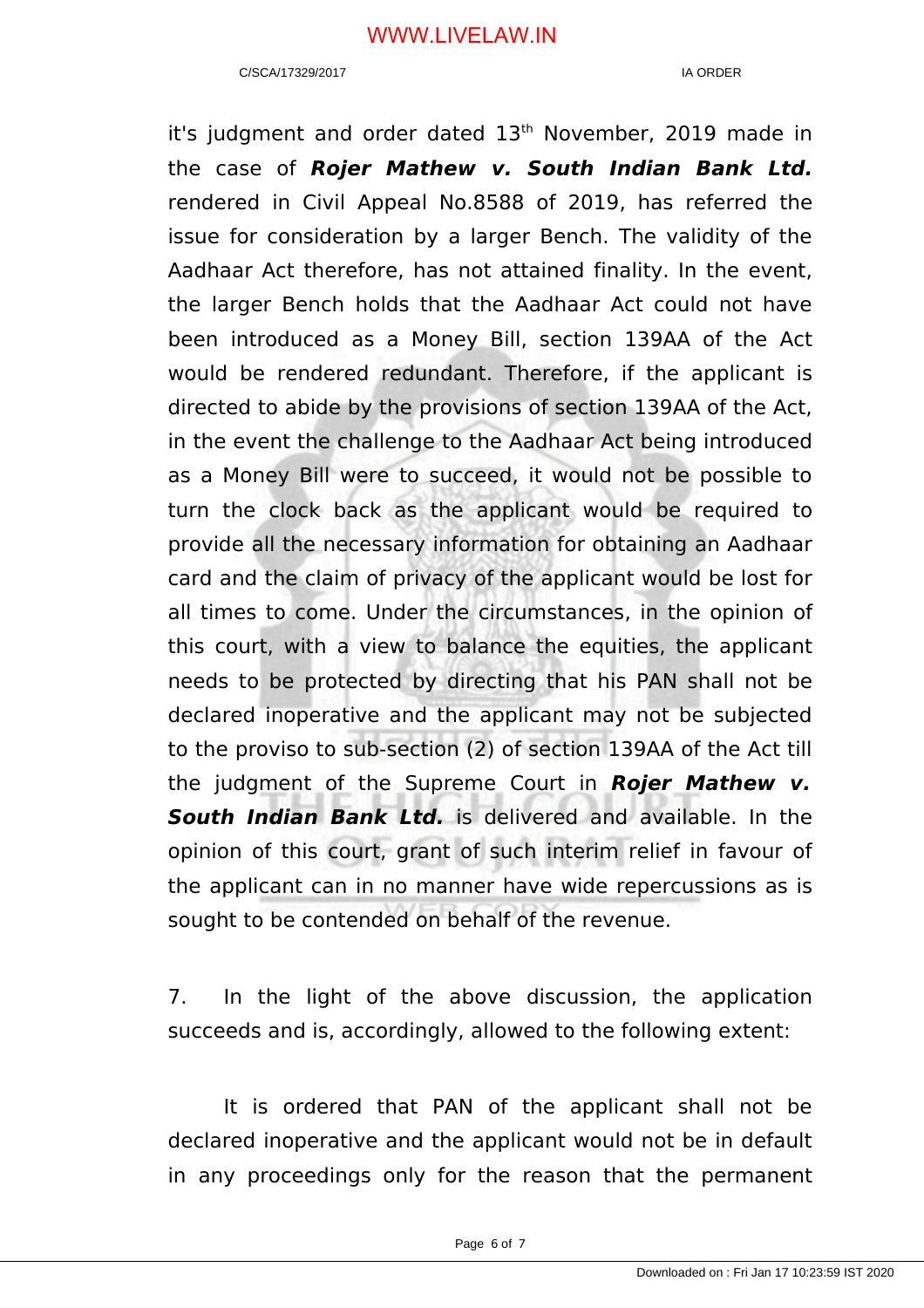it's judgment and order dated 13th November, 2019 made in the case of ***Rojer Mathew v. South Indian Bank Ltd.*** rendered in Civil Appeal No.8588 of 2019, has referred the issue for consideration by a larger Bench. The validity of the Aadhaar Act therefore, has not attained finality. In the event, the larger Bench holds that the Aadhaar Act could not have been introduced as a Money Bill, section 139AA of the Act would be rendered redundant. Therefore, if the applicant is directed to abide by the provisions of section 139AA of the Act, in the event the challenge to the Aadhaar Act being introduced as a Money Bill were to succeed, it would not be possible to turn the clock back as the applicant would be required to provide all the necessary information for obtaining an Aadhaar card and the claim of privacy of the applicant would be lost for all times to come. Under the circumstances, in the opinion of this court, with a view to balance the equities, the applicant needs to be protected by directing that his PAN shall not be declared inoperative and the applicant may not be subjected to the proviso to sub-section (2) of section 139AA of the Act till the judgment of the Supreme Court in ***Rojer Mathew v. South Indian Bank Ltd.*** is delivered and available. In the opinion of this court, grant of such interim relief in favour of the applicant can in no manner have wide repercussions as is sought to be contended on behalf of the revenue.

7. In the light of the above discussion, the application succeeds and is, accordingly, allowed to the following extent:

It is ordered that PAN of the applicant shall not be declared inoperative and the applicant would not be in default in any proceedings only for the reason that the permanent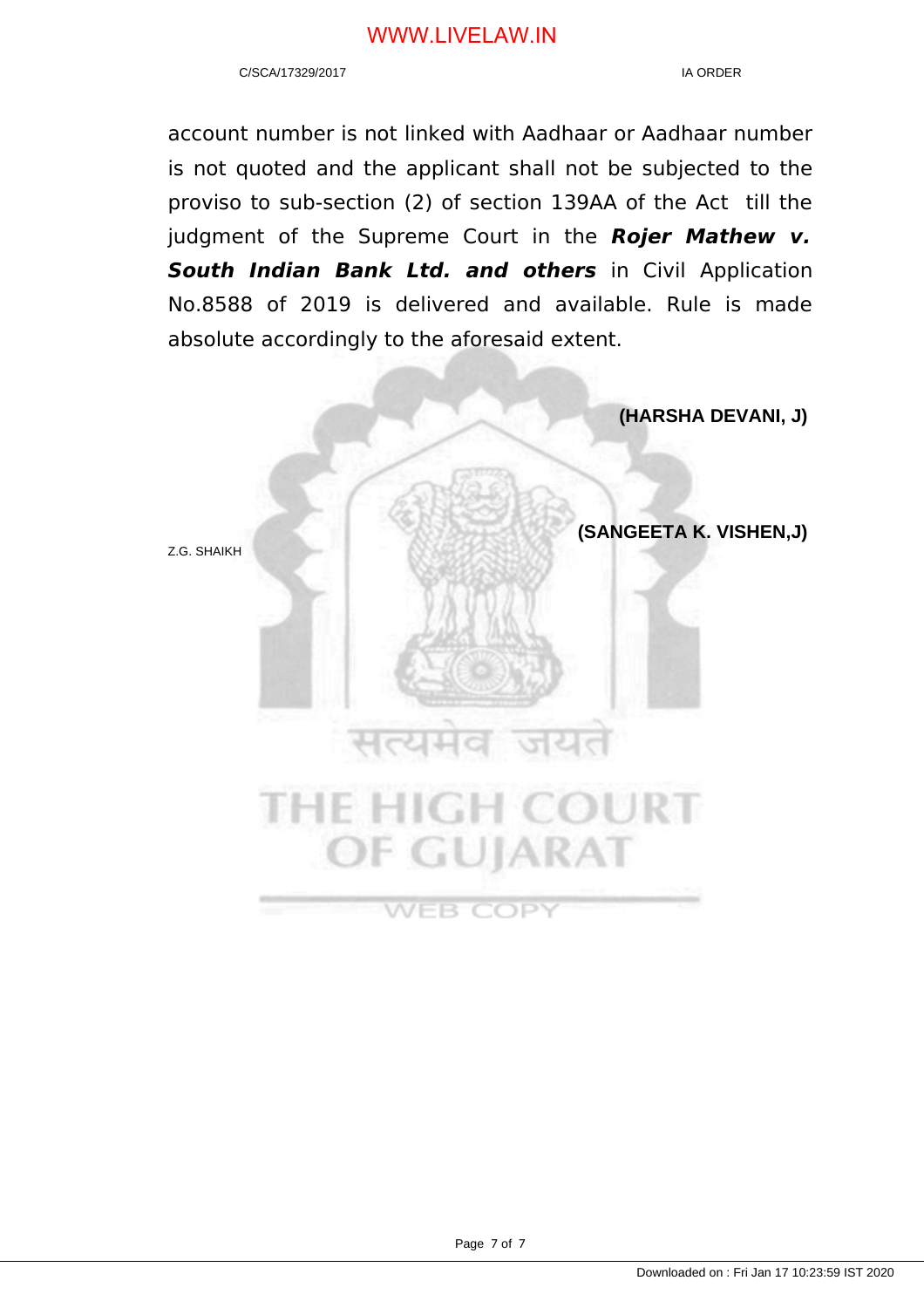account number is not linked with Aadhaar or Aadhaar number is not quoted and the applicant shall not be subjected to the proviso to sub-section (2) of section 139AA of the Act till the judgment of the Supreme Court in the ***Rojer Mathew v. South Indian Bank Ltd. and others*** in Civil Application No.8588 of 2019 is delivered and available. Rule is made absolute accordingly to the aforesaid extent.

**(HARSHA DEVANI, J)**

**(SANGEETA K. VISHEN,J)**

Z.G. SHAIKH